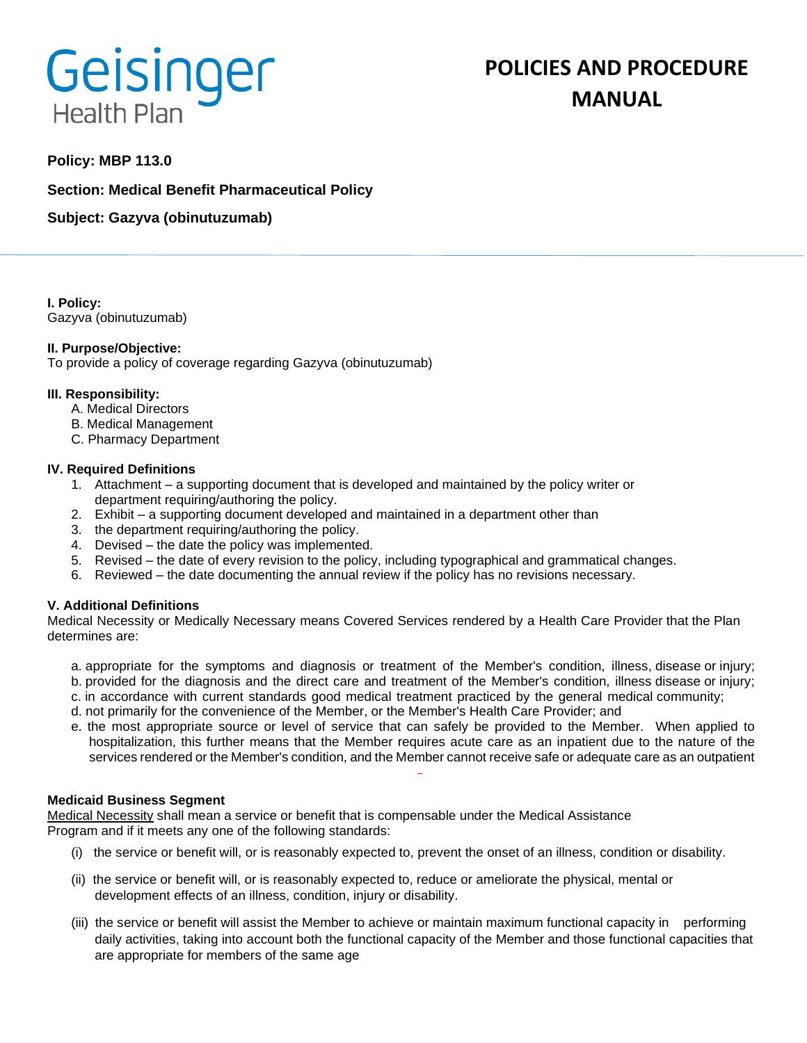Geisinger Health Plan

# POLICIES AND PROCEDURE MANUAL

**Policy: MBP 113.0**

**Section: Medical Benefit Pharmaceutical Policy**

**Subject: Gazyva (obinutuzumab)**

---

**I. Policy:**
Gazyva (obinutuzumab)

**II. Purpose/Objective:**
To provide a policy of coverage regarding Gazyva (obinutuzumab)

**III. Responsibility:**

A. Medical Directors
B. Medical Management
C. Pharmacy Department

**IV. Required Definitions**

1. Attachment – a supporting document that is developed and maintained by the policy writer or department requiring/authoring the policy.
2. Exhibit – a supporting document developed and maintained in a department other than
3. the department requiring/authoring the policy.
4. Devised – the date the policy was implemented.
5. Revised – the date of every revision to the policy, including typographical and grammatical changes.
6. Reviewed – the date documenting the annual review if the policy has no revisions necessary.

**V. Additional Definitions**
Medical Necessity or Medically Necessary means Covered Services rendered by a Health Care Provider that the Plan determines are:

a. appropriate for the symptoms and diagnosis or treatment of the Member's condition, illness, disease or injury;
b. provided for the diagnosis and the direct care and treatment of the Member's condition, illness disease or injury;
c. in accordance with current standards good medical treatment practiced by the general medical community;
d. not primarily for the convenience of the Member, or the Member's Health Care Provider; and
e. the most appropriate source or level of service that can safely be provided to the Member. When applied to hospitalization, this further means that the Member requires acute care as an inpatient due to the nature of the services rendered or the Member's condition, and the Member cannot receive safe or adequate care as an outpatient

**Medicaid Business Segment**
Medical Necessity shall mean a service or benefit that is compensable under the Medical Assistance Program and if it meets any one of the following standards:

(i) the service or benefit will, or is reasonably expected to, prevent the onset of an illness, condition or disability.

(ii) the service or benefit will, or is reasonably expected to, reduce or ameliorate the physical, mental or development effects of an illness, condition, injury or disability.

(iii) the service or benefit will assist the Member to achieve or maintain maximum functional capacity in performing daily activities, taking into account both the functional capacity of the Member and those functional capacities that are appropriate for members of the same age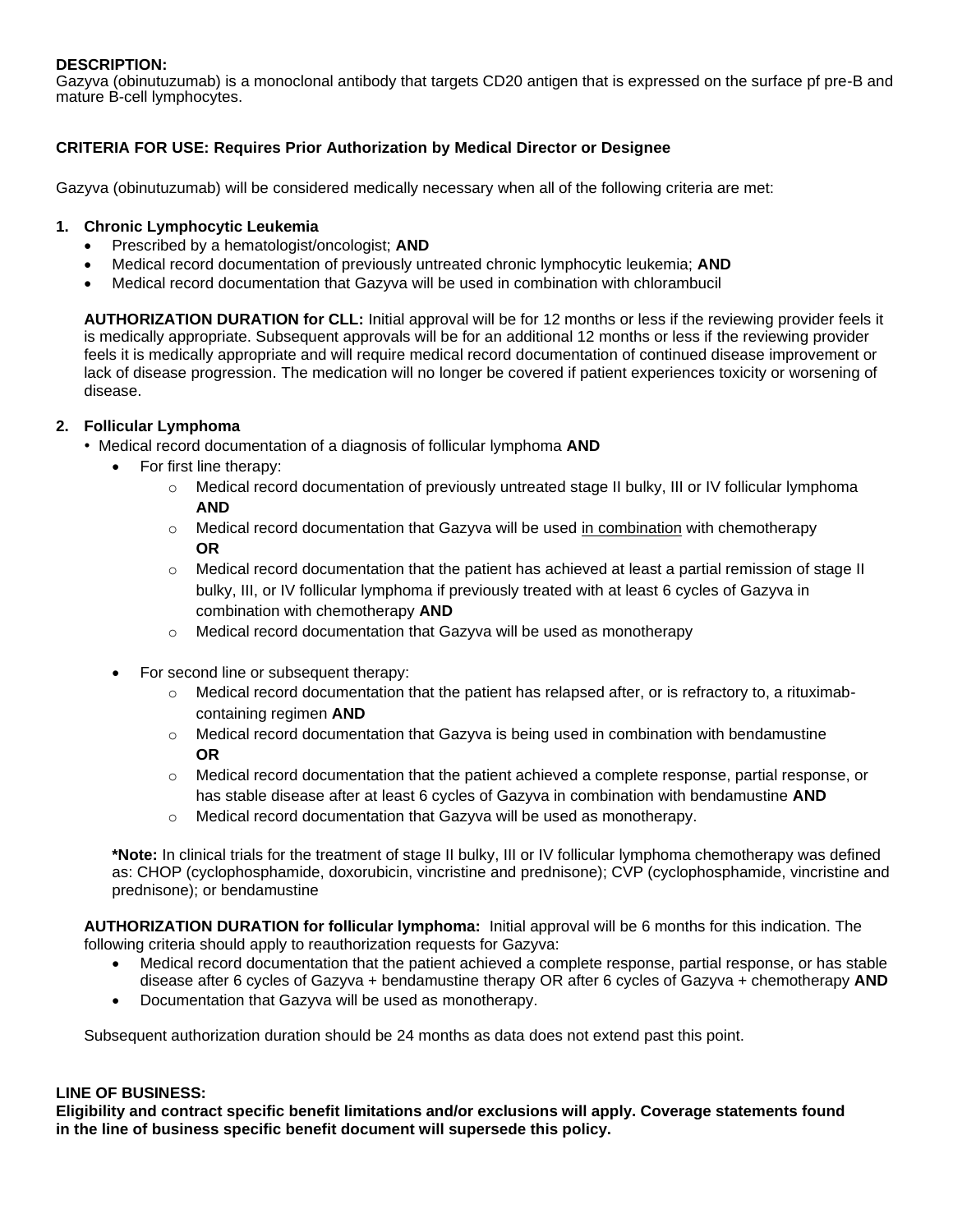**DESCRIPTION:**
Gazyva (obinutuzumab) is a monoclonal antibody that targets CD20 antigen that is expressed on the surface pf pre-B and mature B-cell lymphocytes.

**CRITERIA FOR USE: Requires Prior Authorization by Medical Director or Designee**

Gazyva (obinutuzumab) will be considered medically necessary when all of the following criteria are met:

1. **Chronic Lymphocytic Leukemia**
   - Prescribed by a hematologist/oncologist; **AND**
   - Medical record documentation of previously untreated chronic lymphocytic leukemia; **AND**
   - Medical record documentation that Gazyva will be used in combination with chlorambucil

   **AUTHORIZATION DURATION for CLL:** Initial approval will be for 12 months or less if the reviewing provider feels it is medically appropriate. Subsequent approvals will be for an additional 12 months or less if the reviewing provider feels it is medically appropriate and will require medical record documentation of continued disease improvement or lack of disease progression. The medication will no longer be covered if patient experiences toxicity or worsening of disease.

2. **Follicular Lymphoma**
   - Medical record documentation of a diagnosis of follicular lymphoma **AND**
     - For first line therapy:
       - Medical record documentation of previously untreated stage II bulky, III or IV follicular lymphoma **AND**
       - Medical record documentation that Gazyva will be used <u>in combination</u> with chemotherapy **OR**
       - Medical record documentation that the patient has achieved at least a partial remission of stage II bulky, III, or IV follicular lymphoma if previously treated with at least 6 cycles of Gazyva in combination with chemotherapy **AND**
       - Medical record documentation that Gazyva will be used as monotherapy
     - For second line or subsequent therapy:
       - Medical record documentation that the patient has relapsed after, or is refractory to, a rituximab-containing regimen **AND**
       - Medical record documentation that Gazyva is being used in combination with bendamustine **OR**
       - Medical record documentation that the patient achieved a complete response, partial response, or has stable disease after at least 6 cycles of Gazyva in combination with bendamustine **AND**
       - Medical record documentation that Gazyva will be used as monotherapy.

   ***Note:** In clinical trials for the treatment of stage II bulky, III or IV follicular lymphoma chemotherapy was defined as: CHOP (cyclophosphamide, doxorubicin, vincristine and prednisone); CVP (cyclophosphamide, vincristine and prednisone); or bendamustine

   **AUTHORIZATION DURATION for follicular lymphoma:** Initial approval will be 6 months for this indication. The following criteria should apply to reauthorization requests for Gazyva:
   - Medical record documentation that the patient achieved a complete response, partial response, or has stable disease after 6 cycles of Gazyva + bendamustine therapy OR after 6 cycles of Gazyva + chemotherapy **AND**
   - Documentation that Gazyva will be used as monotherapy.

   Subsequent authorization duration should be 24 months as data does not extend past this point.

**LINE OF BUSINESS:**
**Eligibility and contract specific benefit limitations and/or exclusions will apply. Coverage statements found in the line of business specific benefit document will supersede this policy.**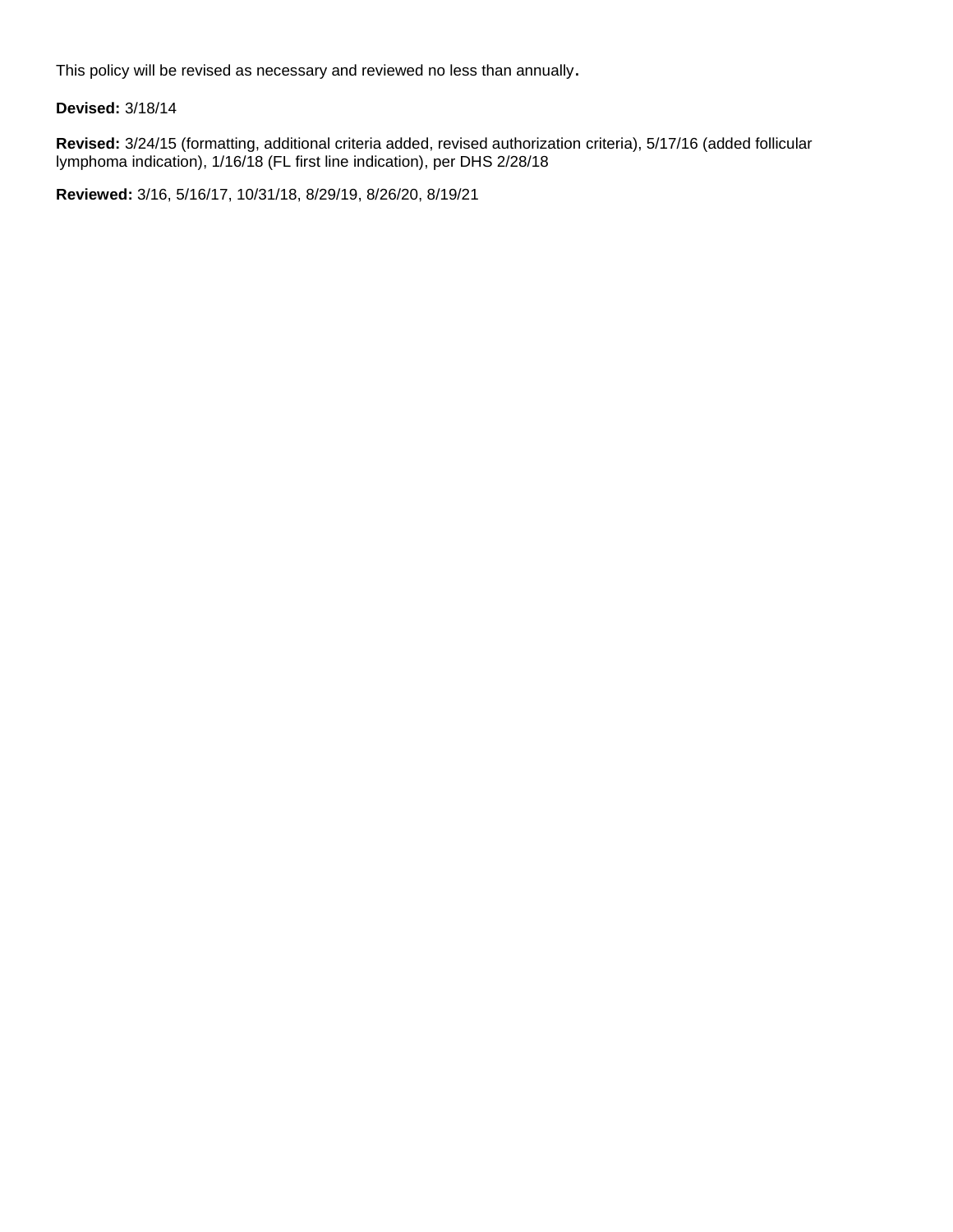This policy will be revised as necessary and reviewed no less than annually.

**Devised:** 3/18/14

**Revised:** 3/24/15 (formatting, additional criteria added, revised authorization criteria), 5/17/16 (added follicular lymphoma indication), 1/16/18 (FL first line indication), per DHS 2/28/18

**Reviewed:** 3/16, 5/16/17, 10/31/18, 8/29/19, 8/26/20, 8/19/21